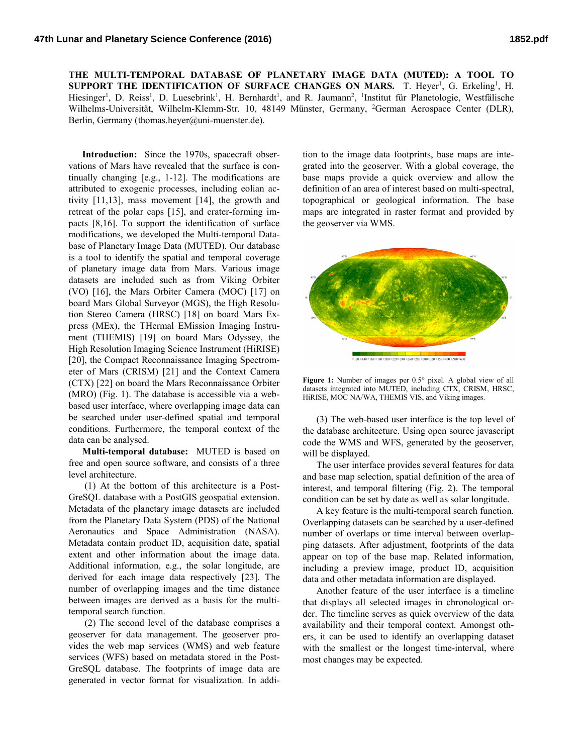**THE MULTI-TEMPORAL DATABASE OF PLANETARY IMAGE DATA (MUTED): A TOOL TO SUPPORT THE IDENTIFICATION OF SURFACE CHANGES ON MARS.** T. Heyer[1], G. Erkeling[1], H. Hiesinger[1], D. Reiss[1], D. Luesebrink[1], H. Bernhardt[1], and R. Jaumann[2], [1]Institut für Planetologie, Westfälische Wilhelms-Universität, Wilhelm-Klemm-Str. 10, 48149 Münster, Germany, [2]German Aerospace Center (DLR), Berlin, Germany (thomas.heyer@uni-muenster.de).

**Introduction:** Since the 1970s, spacecraft observations of Mars have revealed that the surface is continually changing [e.g., 1-12]. The modifications are attributed to exogenic processes, including eolian activity [11,13], mass movement [14], the growth and retreat of the polar caps [15], and crater-forming impacts [8,16]. To support the identification of surface modifications, we developed the Multi-temporal Database of Planetary Image Data (MUTED). Our database is a tool to identify the spatial and temporal coverage of planetary image data from Mars. Various image datasets are included such as from Viking Orbiter (VO) [16], the Mars Orbiter Camera (MOC) [17] on board Mars Global Surveyor (MGS), the High Resolution Stereo Camera (HRSC) [18] on board Mars Express (MEx), the THermal EMission Imaging Instrument (THEMIS) [19] on board Mars Odyssey, the High Resolution Imaging Science Instrument (HiRISE) [20], the Compact Reconnaissance Imaging Spectrometer of Mars (CRISM) [21] and the Context Camera (CTX) [22] on board the Mars Reconnaissance Orbiter (MRO) (Fig. 1). The database is accessible via a web-based user interface, where overlapping image data can be searched under user-defined spatial and temporal conditions. Furthermore, the temporal context of the data can be analysed.

**Multi-temporal database:** MUTED is based on free and open source software, and consists of a three level architecture.

(1) At the bottom of this architecture is a PostGreSQL database with a PostGIS geospatial extension. Metadata of the planetary image datasets are included from the Planetary Data System (PDS) of the National Aeronautics and Space Administration (NASA). Metadata contain product ID, acquisition date, spatial extent and other information about the image data. Additional information, e.g., the solar longitude, are derived for each image data respectively [23]. The number of overlapping images and the time distance between images are derived as a basis for the multi-temporal search function.

(2) The second level of the database comprises a geoserver for data management. The geoserver provides the web map services (WMS) and web feature services (WFS) based on metadata stored in the PostGreSQL database. The footprints of image data are generated in vector format for visualization. In addition to the image data footprints, base maps are integrated into the geoserver. With a global coverage, the base maps provide a quick overview and allow the definition of an area of interest based on multi-spectral, topographical or geological information. The base maps are integrated in raster format and provided by the geoserver via WMS.

**Figure 1:** Number of images per 0.5° pixel. A global view of all datasets integrated into MUTED, including CTX, CRISM, HRSC, HiRISE, MOC NA/WA, THEMIS VIS, and Viking images.

(3) The web-based user interface is the top level of the database architecture. Using open source javascript code the WMS and WFS, generated by the geoserver, will be displayed.

The user interface provides several features for data and base map selection, spatial definition of the area of interest, and temporal filtering (Fig. 2). The temporal condition can be set by date as well as solar longitude.

A key feature is the multi-temporal search function. Overlapping datasets can be searched by a user-defined number of overlaps or time interval between overlapping datasets. After adjustment, footprints of the data appear on top of the base map. Related information, including a preview image, product ID, acquisition data and other metadata information are displayed.

Another feature of the user interface is a timeline that displays all selected images in chronological order. The timeline serves as quick overview of the data availability and their temporal context. Amongst others, it can be used to identify an overlapping dataset with the smallest or the longest time-interval, where most changes may be expected.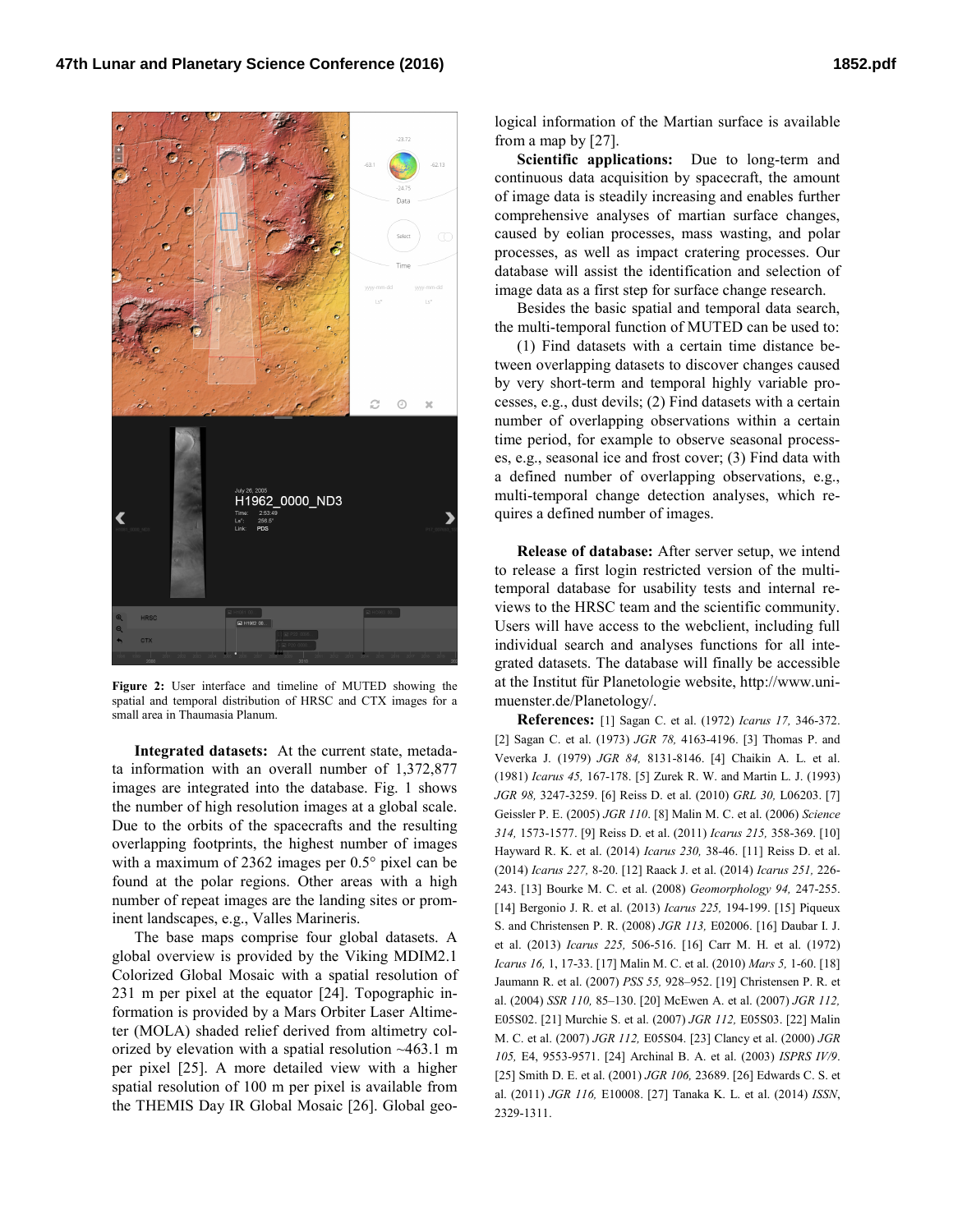Figure 2: User interface and timeline of MUTED showing the spatial and temporal distribution of HRSC and CTX images for a small area in Thaumasia Planum.

**Integrated datasets:** At the current state, metadata information with an overall number of 1,372,877 images are integrated into the database. Fig. 1 shows the number of high resolution images at a global scale. Due to the orbits of the spacecrafts and the resulting overlapping footprints, the highest number of images with a maximum of 2362 images per 0.5° pixel can be found at the polar regions. Other areas with a high number of repeat images are the landing sites or prominent landscapes, e.g., Valles Marineris.

The base maps comprise four global datasets. A global overview is provided by the Viking MDIM2.1 Colorized Global Mosaic with a spatial resolution of 231 m per pixel at the equator [24]. Topographic information is provided by a Mars Orbiter Laser Altimeter (MOLA) shaded relief derived from altimetry colorized by elevation with a spatial resolution ~463.1 m per pixel [25]. A more detailed view with a higher spatial resolution of 100 m per pixel is available from the THEMIS Day IR Global Mosaic [26]. Global geological information of the Martian surface is available from a map by [27].

**Scientific applications:** Due to long-term and continuous data acquisition by spacecraft, the amount of image data is steadily increasing and enables further comprehensive analyses of martian surface changes, caused by eolian processes, mass wasting, and polar processes, as well as impact cratering processes. Our database will assist the identification and selection of image data as a first step for surface change research.

Besides the basic spatial and temporal data search, the multi-temporal function of MUTED can be used to:

(1) Find datasets with a certain time distance between overlapping datasets to discover changes caused by very short-term and temporal highly variable processes, e.g., dust devils; (2) Find datasets with a certain number of overlapping observations within a certain time period, for example to observe seasonal processes, e.g., seasonal ice and frost cover; (3) Find data with a defined number of overlapping observations, e.g., multi-temporal change detection analyses, which requires a defined number of images.

**Release of database:** After server setup, we intend to release a first login restricted version of the multi-temporal database for usability tests and internal reviews to the HRSC team and the scientific community. Users will have access to the webclient, including full individual search and analyses functions for all integrated datasets. The database will finally be accessible at the Institut für Planetologie website, http://www.uni-muenster.de/Planetology/.

**References:** [1] Sagan C. et al. (1972) *Icarus 17,* 346-372. [2] Sagan C. et al. (1973) *JGR 78,* 4163-4196. [3] Thomas P. and Veverka J. (1979) *JGR 84,* 8131-8146. [4] Chaikin A. L. et al. (1981) *Icarus 45,* 167-178. [5] Zurek R. W. and Martin L. J. (1993) *JGR 98,* 3247-3259. [6] Reiss D. et al. (2010) *GRL 30,* L06203. [7] Geissler P. E. (2005) *JGR 110*. [8] Malin M. C. et al. (2006) *Science 314,* 1573-1577. [9] Reiss D. et al. (2011) *Icarus 215,* 358-369. [10] Hayward R. K. et al. (2014) *Icarus 230,* 38-46. [11] Reiss D. et al. (2014) *Icarus 227,* 8-20. [12] Raack J. et al. (2014) *Icarus 251,* 226-243. [13] Bourke M. C. et al. (2008) *Geomorphology 94,* 247-255. [14] Bergonio J. R. et al. (2013) *Icarus 225,* 194-199. [15] Piqueux S. and Christensen P. R. (2008) *JGR 113,* E02006. [16] Daubar I. J. et al. (2013) *Icarus 225,* 506-516. [16] Carr M. H. et al. (1972) *Icarus 16,* 1, 17-33. [17] Malin M. C. et al. (2010) *Mars 5,* 1-60. [18] Jaumann R. et al. (2007) *PSS 55,* 928–952. [19] Christensen P. R. et al. (2004) *SSR 110,* 85–130. [20] McEwen A. et al. (2007) *JGR 112,* E05S02. [21] Murchie S. et al. (2007) *JGR 112,* E05S03. [22] Malin M. C. et al. (2007) *JGR 112,* E05S04. [23] Clancy et al. (2000) *JGR 105,* E4, 9553-9571. [24] Archinal B. A. et al. (2003) *ISPRS IV/9*. [25] Smith D. E. et al. (2001) *JGR 106,* 23689. [26] Edwards C. S. et al. (2011) *JGR 116,* E10008. [27] Tanaka K. L. et al. (2014) *ISSN*, 2329-1311.